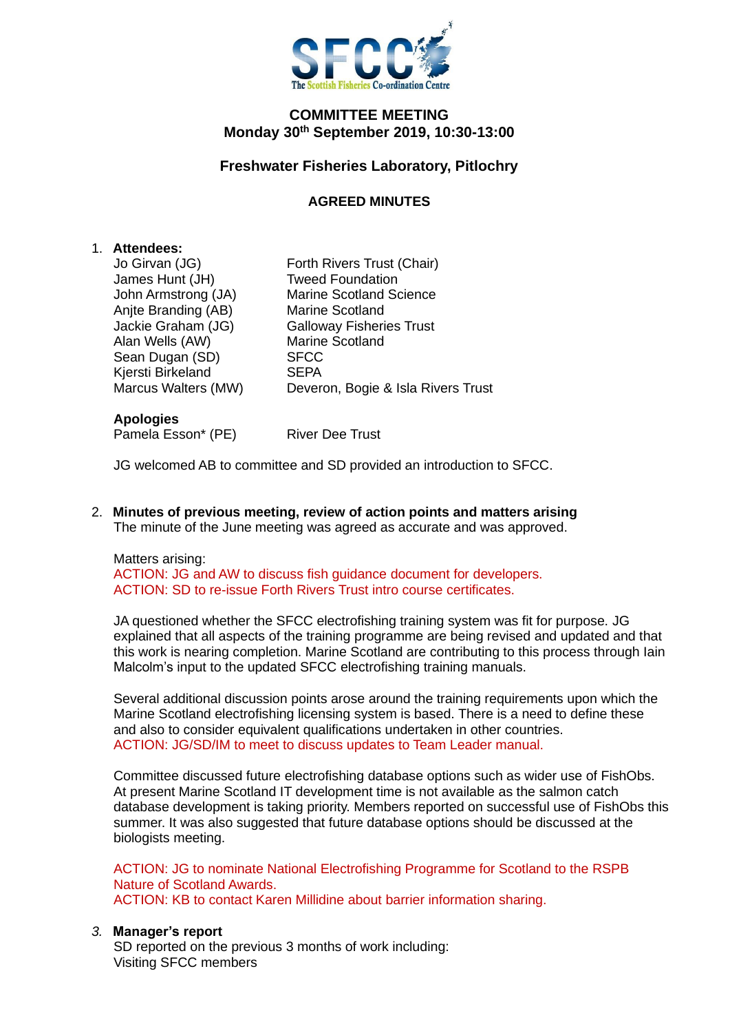**SFCC**
The Scottish Fisheries Co-ordination Centre

# COMMITTEE MEETING
## Monday 30th September 2019, 10:30-13:00

## Freshwater Fisheries Laboratory, Pitlochry

## AGREED MINUTES

1. **Attendees:**

| | |
|---|---|
| Jo Girvan (JG) | Forth Rivers Trust (Chair) |
| James Hunt (JH) | Tweed Foundation |
| John Armstrong (JA) | Marine Scotland Science |
| Anjte Branding (AB) | Marine Scotland |
| Jackie Graham (JG) | Galloway Fisheries Trust |
| Alan Wells (AW) | Marine Scotland |
| Sean Dugan (SD) | SFCC |
| Kjersti Birkeland | SEPA |
| Marcus Walters (MW) | Deveron, Bogie & Isla Rivers Trust |

**Apologies**

| | |
|---|---|
| Pamela Esson* (PE) | River Dee Trust |

JG welcomed AB to committee and SD provided an introduction to SFCC.

2. **Minutes of previous meeting, review of action points and matters arising**
The minute of the June meeting was agreed as accurate and was approved.

Matters arising:
ACTION: JG and AW to discuss fish guidance document for developers.
ACTION: SD to re-issue Forth Rivers Trust intro course certificates.

JA questioned whether the SFCC electrofishing training system was fit for purpose. JG explained that all aspects of the training programme are being revised and updated and that this work is nearing completion. Marine Scotland are contributing to this process through Iain Malcolm's input to the updated SFCC electrofishing training manuals.

Several additional discussion points arose around the training requirements upon which the Marine Scotland electrofishing licensing system is based. There is a need to define these and also to consider equivalent qualifications undertaken in other countries.
ACTION: JG/SD/IM to meet to discuss updates to Team Leader manual.

Committee discussed future electrofishing database options such as wider use of FishObs. At present Marine Scotland IT development time is not available as the salmon catch database development is taking priority. Members reported on successful use of FishObs this summer. It was also suggested that future database options should be discussed at the biologists meeting.

ACTION: JG to nominate National Electrofishing Programme for Scotland to the RSPB Nature of Scotland Awards.
ACTION: KB to contact Karen Millidine about barrier information sharing.

3. **Manager's report**
SD reported on the previous 3 months of work including:
Visiting SFCC members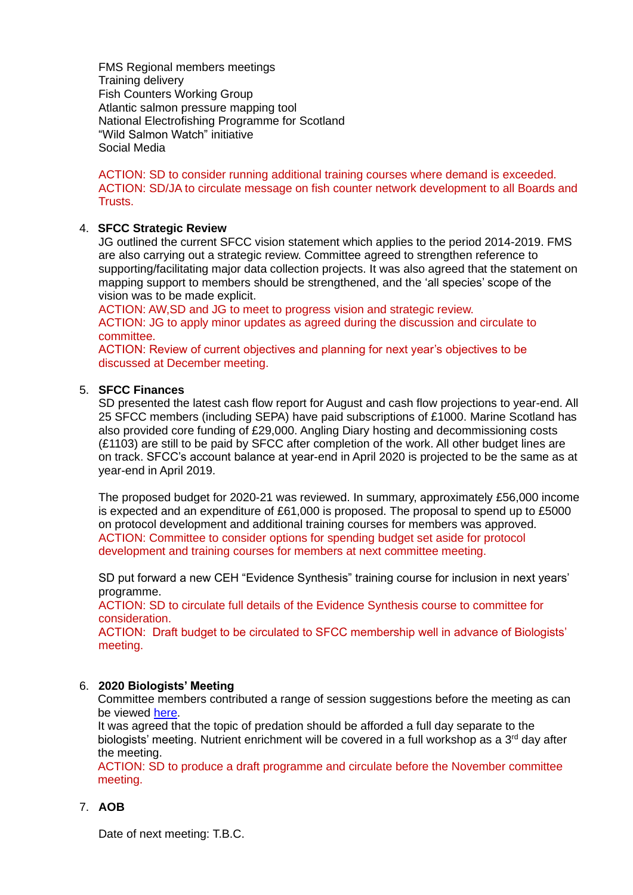FMS Regional members meetings
Training delivery
Fish Counters Working Group
Atlantic salmon pressure mapping tool
National Electrofishing Programme for Scotland
"Wild Salmon Watch" initiative
Social Media

ACTION: SD to consider running additional training courses where demand is exceeded.
ACTION: SD/JA to circulate message on fish counter network development to all Boards and Trusts.

4. **SFCC Strategic Review**

   JG outlined the current SFCC vision statement which applies to the period 2014-2019. FMS are also carrying out a strategic review. Committee agreed to strengthen reference to supporting/facilitating major data collection projects. It was also agreed that the statement on mapping support to members should be strengthened, and the 'all species' scope of the vision was to be made explicit.
   ACTION: AW,SD and JG to meet to progress vision and strategic review.
   ACTION: JG to apply minor updates as agreed during the discussion and circulate to committee.
   ACTION: Review of current objectives and planning for next year's objectives to be discussed at December meeting.

5. **SFCC Finances**

   SD presented the latest cash flow report for August and cash flow projections to year-end. All 25 SFCC members (including SEPA) have paid subscriptions of £1000. Marine Scotland has also provided core funding of £29,000. Angling Diary hosting and decommissioning costs (£1103) are still to be paid by SFCC after completion of the work. All other budget lines are on track. SFCC's account balance at year-end in April 2020 is projected to be the same as at year-end in April 2019.

   The proposed budget for 2020-21 was reviewed. In summary, approximately £56,000 income is expected and an expenditure of £61,000 is proposed. The proposal to spend up to £5000 on protocol development and additional training courses for members was approved.
   ACTION: Committee to consider options for spending budget set aside for protocol development and training courses for members at next committee meeting.

   SD put forward a new CEH "Evidence Synthesis" training course for inclusion in next years' programme.
   ACTION: SD to circulate full details of the Evidence Synthesis course to committee for consideration.
   ACTION: Draft budget to be circulated to SFCC membership well in advance of Biologists' meeting.

6. **2020 Biologists' Meeting**

   Committee members contributed a range of session suggestions before the meeting as can be viewed here.
   It was agreed that the topic of predation should be afforded a full day separate to the biologists' meeting. Nutrient enrichment will be covered in a full workshop as a 3rd day after the meeting.
   ACTION: SD to produce a draft programme and circulate before the November committee meeting.

7. **AOB**

   Date of next meeting: T.B.C.